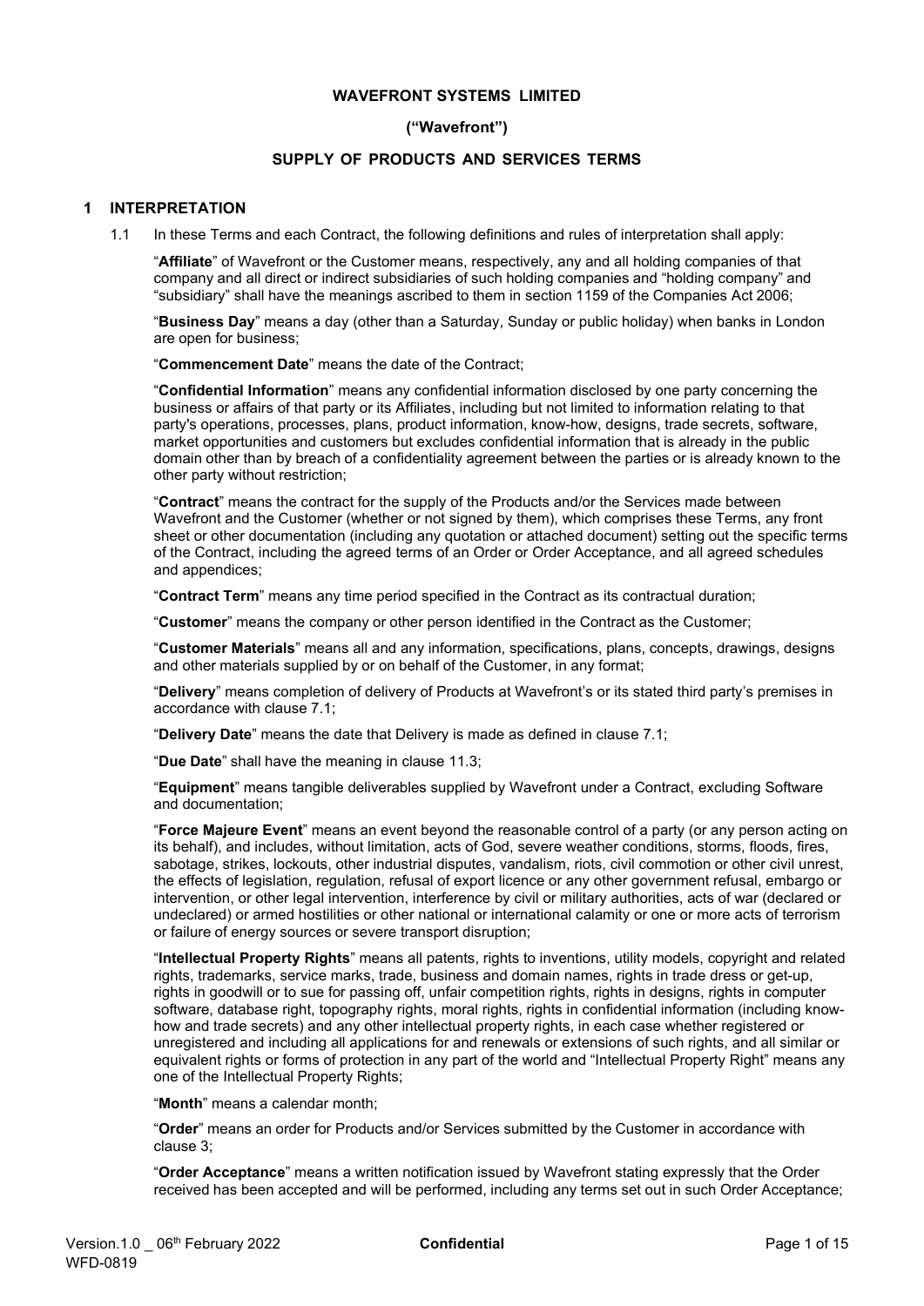**WAVEFRONT SYSTEMS LIMITED**

**("Wavefront")**

**SUPPLY OF PRODUCTS AND SERVICES TERMS**

## 1 INTERPRETATION

1.1 In these Terms and each Contract, the following definitions and rules of interpretation shall apply:

"**Affiliate**" of Wavefront or the Customer means, respectively, any and all holding companies of that company and all direct or indirect subsidiaries of such holding companies and "holding company" and "subsidiary" shall have the meanings ascribed to them in section 1159 of the Companies Act 2006;

"**Business Day**" means a day (other than a Saturday, Sunday or public holiday) when banks in London are open for business;

"**Commencement Date**" means the date of the Contract;

"**Confidential Information**" means any confidential information disclosed by one party concerning the business or affairs of that party or its Affiliates, including but not limited to information relating to that party's operations, processes, plans, product information, know-how, designs, trade secrets, software, market opportunities and customers but excludes confidential information that is already in the public domain other than by breach of a confidentiality agreement between the parties or is already known to the other party without restriction;

"**Contract**" means the contract for the supply of the Products and/or the Services made between Wavefront and the Customer (whether or not signed by them), which comprises these Terms, any front sheet or other documentation (including any quotation or attached document) setting out the specific terms of the Contract, including the agreed terms of an Order or Order Acceptance, and all agreed schedules and appendices;

"**Contract Term**" means any time period specified in the Contract as its contractual duration;

"**Customer**" means the company or other person identified in the Contract as the Customer;

"**Customer Materials**" means all and any information, specifications, plans, concepts, drawings, designs and other materials supplied by or on behalf of the Customer, in any format;

"**Delivery**" means completion of delivery of Products at Wavefront's or its stated third party's premises in accordance with clause 7.1;

"**Delivery Date**" means the date that Delivery is made as defined in clause 7.1;

"**Due Date**" shall have the meaning in clause 11.3;

"**Equipment**" means tangible deliverables supplied by Wavefront under a Contract, excluding Software and documentation;

"**Force Majeure Event**" means an event beyond the reasonable control of a party (or any person acting on its behalf), and includes, without limitation, acts of God, severe weather conditions, storms, floods, fires, sabotage, strikes, lockouts, other industrial disputes, vandalism, riots, civil commotion or other civil unrest, the effects of legislation, regulation, refusal of export licence or any other government refusal, embargo or intervention, or other legal intervention, interference by civil or military authorities, acts of war (declared or undeclared) or armed hostilities or other national or international calamity or one or more acts of terrorism or failure of energy sources or severe transport disruption;

"**Intellectual Property Rights**" means all patents, rights to inventions, utility models, copyright and related rights, trademarks, service marks, trade, business and domain names, rights in trade dress or get-up, rights in goodwill or to sue for passing off, unfair competition rights, rights in designs, rights in computer software, database right, topography rights, moral rights, rights in confidential information (including know-how and trade secrets) and any other intellectual property rights, in each case whether registered or unregistered and including all applications for and renewals or extensions of such rights, and all similar or equivalent rights or forms of protection in any part of the world and "Intellectual Property Right" means any one of the Intellectual Property Rights;

"**Month**" means a calendar month;

"**Order**" means an order for Products and/or Services submitted by the Customer in accordance with clause 3;

"**Order Acceptance**" means a written notification issued by Wavefront stating expressly that the Order received has been accepted and will be performed, including any terms set out in such Order Acceptance;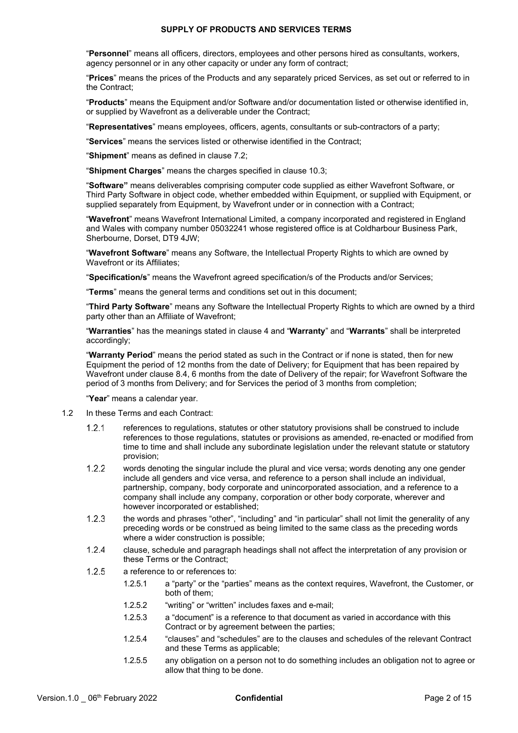"**Personnel**" means all officers, directors, employees and other persons hired as consultants, workers, agency personnel or in any other capacity or under any form of contract;

"**Prices**" means the prices of the Products and any separately priced Services, as set out or referred to in the Contract;

"**Products**" means the Equipment and/or Software and/or documentation listed or otherwise identified in, or supplied by Wavefront as a deliverable under the Contract;

"**Representatives**" means employees, officers, agents, consultants or sub-contractors of a party;

"**Services**" means the services listed or otherwise identified in the Contract;

"**Shipment**" means as defined in clause 7.2;

"**Shipment Charges**" means the charges specified in clause 10.3;

"**Software"** means deliverables comprising computer code supplied as either Wavefront Software, or Third Party Software in object code, whether embedded within Equipment, or supplied with Equipment, or supplied separately from Equipment, by Wavefront under or in connection with a Contract;

"**Wavefront**" means Wavefront International Limited, a company incorporated and registered in England and Wales with company number 05032241 whose registered office is at Coldharbour Business Park, Sherbourne, Dorset, DT9 4JW;

"**Wavefront Software**" means any Software, the Intellectual Property Rights to which are owned by Wavefront or its Affiliates;

"**Specification/s**" means the Wavefront agreed specification/s of the Products and/or Services;

"**Terms**" means the general terms and conditions set out in this document;

"**Third Party Software**" means any Software the Intellectual Property Rights to which are owned by a third party other than an Affiliate of Wavefront;

"**Warranties**" has the meanings stated in clause 4 and "**Warranty**" and "**Warrants**" shall be interpreted accordingly;

"**Warranty Period**" means the period stated as such in the Contract or if none is stated, then for new Equipment the period of 12 months from the date of Delivery; for Equipment that has been repaired by Wavefront under clause 8.4, 6 months from the date of Delivery of the repair; for Wavefront Software the period of 3 months from Delivery; and for Services the period of 3 months from completion;

"**Year**" means a calendar year.

1.2 In these Terms and each Contract:

1.2.1 references to regulations, statutes or other statutory provisions shall be construed to include references to those regulations, statutes or provisions as amended, re-enacted or modified from time to time and shall include any subordinate legislation under the relevant statute or statutory provision;

1.2.2 words denoting the singular include the plural and vice versa; words denoting any one gender include all genders and vice versa, and reference to a person shall include an individual, partnership, company, body corporate and unincorporated association, and a reference to a company shall include any company, corporation or other body corporate, wherever and however incorporated or established;

1.2.3 the words and phrases "other", "including" and "in particular" shall not limit the generality of any preceding words or be construed as being limited to the same class as the preceding words where a wider construction is possible;

1.2.4 clause, schedule and paragraph headings shall not affect the interpretation of any provision or these Terms or the Contract;

1.2.5 a reference to or references to:

1.2.5.1 a "party" or the "parties" means as the context requires, Wavefront, the Customer, or both of them;

1.2.5.2 "writing" or "written" includes faxes and e-mail;

1.2.5.3 a "document" is a reference to that document as varied in accordance with this Contract or by agreement between the parties;

1.2.5.4 "clauses" and "schedules" are to the clauses and schedules of the relevant Contract and these Terms as applicable;

1.2.5.5 any obligation on a person not to do something includes an obligation not to agree or allow that thing to be done.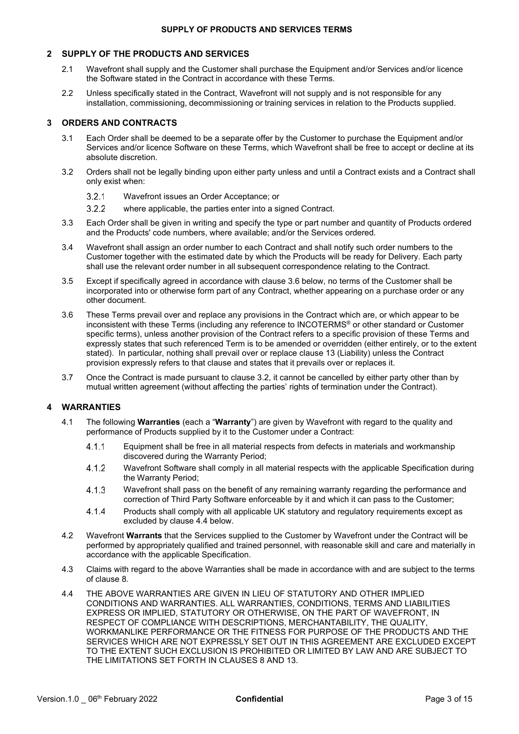## 2 SUPPLY OF THE PRODUCTS AND SERVICES

2.1 Wavefront shall supply and the Customer shall purchase the Equipment and/or Services and/or licence the Software stated in the Contract in accordance with these Terms.

2.2 Unless specifically stated in the Contract, Wavefront will not supply and is not responsible for any installation, commissioning, decommissioning or training services in relation to the Products supplied.

## 3 ORDERS AND CONTRACTS

3.1 Each Order shall be deemed to be a separate offer by the Customer to purchase the Equipment and/or Services and/or licence Software on these Terms, which Wavefront shall be free to accept or decline at its absolute discretion.

3.2 Orders shall not be legally binding upon either party unless and until a Contract exists and a Contract shall only exist when:

3.2.1 Wavefront issues an Order Acceptance; or

3.2.2 where applicable, the parties enter into a signed Contract.

3.3 Each Order shall be given in writing and specify the type or part number and quantity of Products ordered and the Products' code numbers, where available; and/or the Services ordered.

3.4 Wavefront shall assign an order number to each Contract and shall notify such order numbers to the Customer together with the estimated date by which the Products will be ready for Delivery. Each party shall use the relevant order number in all subsequent correspondence relating to the Contract.

3.5 Except if specifically agreed in accordance with clause 3.6 below, no terms of the Customer shall be incorporated into or otherwise form part of any Contract, whether appearing on a purchase order or any other document.

3.6 These Terms prevail over and replace any provisions in the Contract which are, or which appear to be inconsistent with these Terms (including any reference to INCOTERMS® or other standard or Customer specific terms), unless another provision of the Contract refers to a specific provision of these Terms and expressly states that such referenced Term is to be amended or overridden (either entirely, or to the extent stated). In particular, nothing shall prevail over or replace clause 13 (Liability) unless the Contract provision expressly refers to that clause and states that it prevails over or replaces it.

3.7 Once the Contract is made pursuant to clause 3.2, it cannot be cancelled by either party other than by mutual written agreement (without affecting the parties' rights of termination under the Contract).

## 4 WARRANTIES

4.1 The following **Warranties** (each a "**Warranty**") are given by Wavefront with regard to the quality and performance of Products supplied by it to the Customer under a Contract:

4.1.1 Equipment shall be free in all material respects from defects in materials and workmanship discovered during the Warranty Period;

4.1.2 Wavefront Software shall comply in all material respects with the applicable Specification during the Warranty Period;

4.1.3 Wavefront shall pass on the benefit of any remaining warranty regarding the performance and correction of Third Party Software enforceable by it and which it can pass to the Customer;

4.1.4 Products shall comply with all applicable UK statutory and regulatory requirements except as excluded by clause 4.4 below.

4.2 Wavefront **Warrants** that the Services supplied to the Customer by Wavefront under the Contract will be performed by appropriately qualified and trained personnel, with reasonable skill and care and materially in accordance with the applicable Specification.

4.3 Claims with regard to the above Warranties shall be made in accordance with and are subject to the terms of clause 8.

4.4 THE ABOVE WARRANTIES ARE GIVEN IN LIEU OF STATUTORY AND OTHER IMPLIED CONDITIONS AND WARRANTIES. ALL WARRANTIES, CONDITIONS, TERMS AND LIABILITIES EXPRESS OR IMPLIED, STATUTORY OR OTHERWISE, ON THE PART OF WAVEFRONT, IN RESPECT OF COMPLIANCE WITH DESCRIPTIONS, MERCHANTABILITY, THE QUALITY, WORKMANLIKE PERFORMANCE OR THE FITNESS FOR PURPOSE OF THE PRODUCTS AND THE SERVICES WHICH ARE NOT EXPRESSLY SET OUT IN THIS AGREEMENT ARE EXCLUDED EXCEPT TO THE EXTENT SUCH EXCLUSION IS PROHIBITED OR LIMITED BY LAW AND ARE SUBJECT TO THE LIMITATIONS SET FORTH IN CLAUSES 8 AND 13.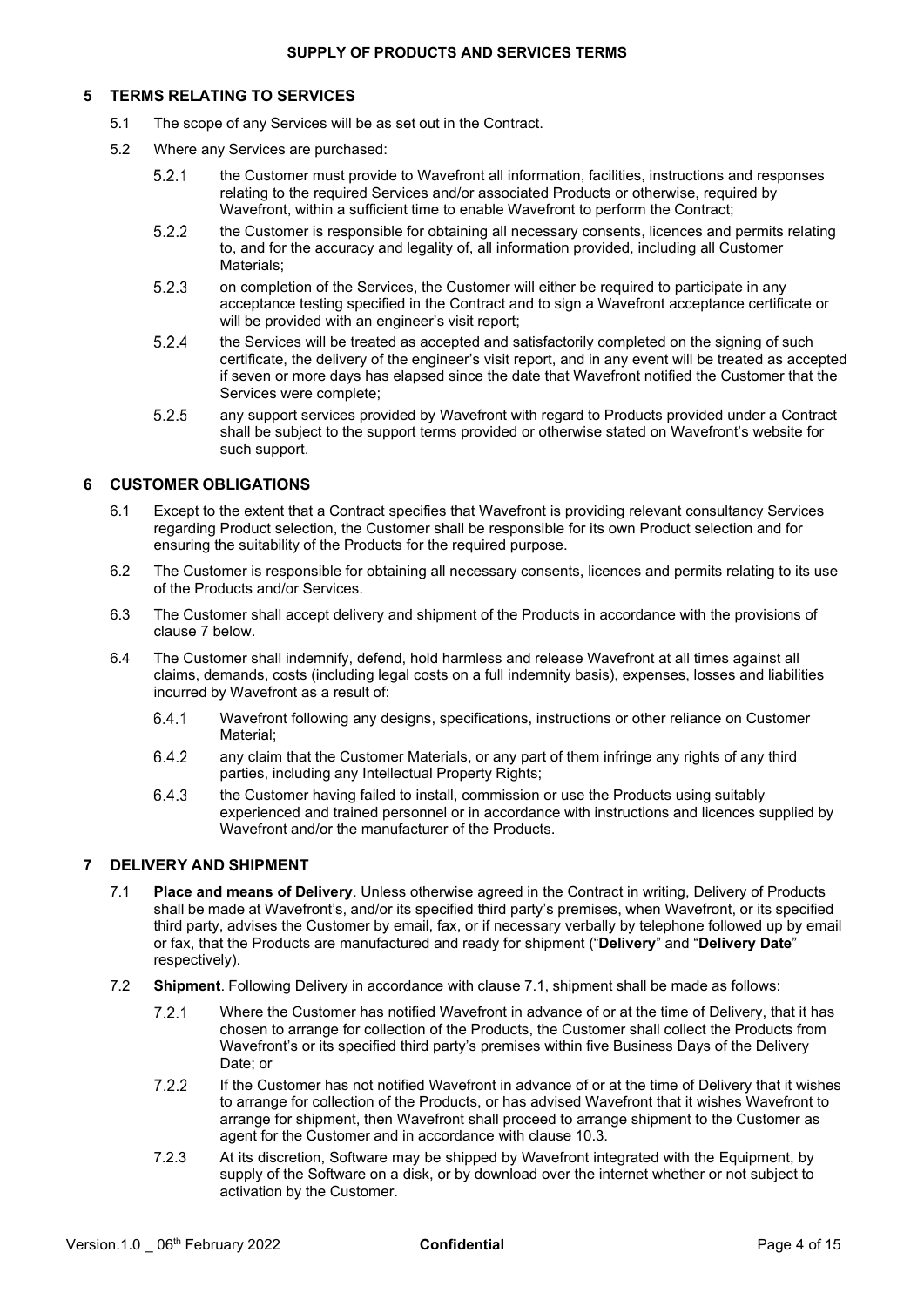## 5 TERMS RELATING TO SERVICES

5.1 The scope of any Services will be as set out in the Contract.

5.2 Where any Services are purchased:

5.2.1 the Customer must provide to Wavefront all information, facilities, instructions and responses relating to the required Services and/or associated Products or otherwise, required by Wavefront, within a sufficient time to enable Wavefront to perform the Contract;

5.2.2 the Customer is responsible for obtaining all necessary consents, licences and permits relating to, and for the accuracy and legality of, all information provided, including all Customer Materials;

5.2.3 on completion of the Services, the Customer will either be required to participate in any acceptance testing specified in the Contract and to sign a Wavefront acceptance certificate or will be provided with an engineer's visit report;

5.2.4 the Services will be treated as accepted and satisfactorily completed on the signing of such certificate, the delivery of the engineer's visit report, and in any event will be treated as accepted if seven or more days has elapsed since the date that Wavefront notified the Customer that the Services were complete;

5.2.5 any support services provided by Wavefront with regard to Products provided under a Contract shall be subject to the support terms provided or otherwise stated on Wavefront's website for such support.

## 6 CUSTOMER OBLIGATIONS

6.1 Except to the extent that a Contract specifies that Wavefront is providing relevant consultancy Services regarding Product selection, the Customer shall be responsible for its own Product selection and for ensuring the suitability of the Products for the required purpose.

6.2 The Customer is responsible for obtaining all necessary consents, licences and permits relating to its use of the Products and/or Services.

6.3 The Customer shall accept delivery and shipment of the Products in accordance with the provisions of clause 7 below.

6.4 The Customer shall indemnify, defend, hold harmless and release Wavefront at all times against all claims, demands, costs (including legal costs on a full indemnity basis), expenses, losses and liabilities incurred by Wavefront as a result of:

6.4.1 Wavefront following any designs, specifications, instructions or other reliance on Customer Material;

6.4.2 any claim that the Customer Materials, or any part of them infringe any rights of any third parties, including any Intellectual Property Rights;

6.4.3 the Customer having failed to install, commission or use the Products using suitably experienced and trained personnel or in accordance with instructions and licences supplied by Wavefront and/or the manufacturer of the Products.

## 7 DELIVERY AND SHIPMENT

7.1 **Place and means of Delivery**. Unless otherwise agreed in the Contract in writing, Delivery of Products shall be made at Wavefront's, and/or its specified third party's premises, when Wavefront, or its specified third party, advises the Customer by email, fax, or if necessary verbally by telephone followed up by email or fax, that the Products are manufactured and ready for shipment ("**Delivery**" and "**Delivery Date**" respectively).

7.2 **Shipment**. Following Delivery in accordance with clause 7.1, shipment shall be made as follows:

7.2.1 Where the Customer has notified Wavefront in advance of or at the time of Delivery, that it has chosen to arrange for collection of the Products, the Customer shall collect the Products from Wavefront's or its specified third party's premises within five Business Days of the Delivery Date; or

7.2.2 If the Customer has not notified Wavefront in advance of or at the time of Delivery that it wishes to arrange for collection of the Products, or has advised Wavefront that it wishes Wavefront to arrange for shipment, then Wavefront shall proceed to arrange shipment to the Customer as agent for the Customer and in accordance with clause 10.3.

7.2.3 At its discretion, Software may be shipped by Wavefront integrated with the Equipment, by supply of the Software on a disk, or by download over the internet whether or not subject to activation by the Customer.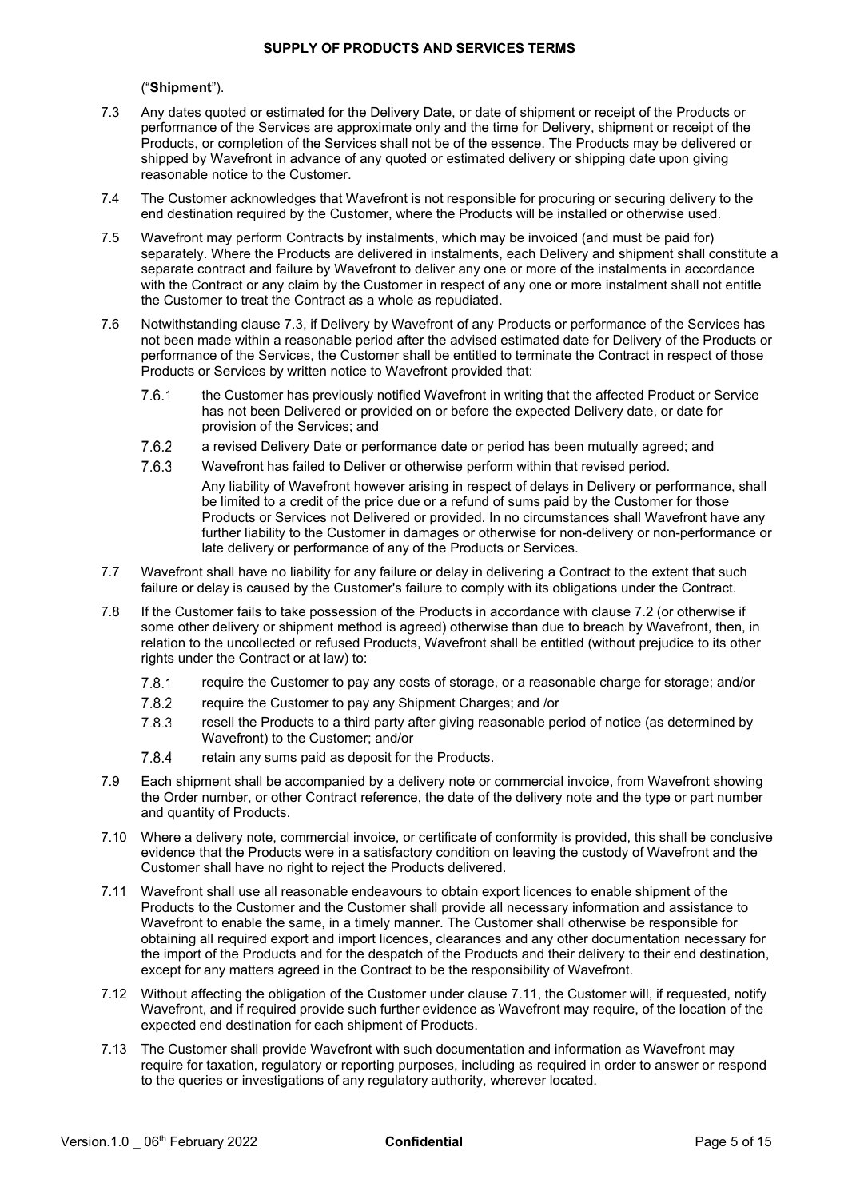("**Shipment**").

7.3 Any dates quoted or estimated for the Delivery Date, or date of shipment or receipt of the Products or performance of the Services are approximate only and the time for Delivery, shipment or receipt of the Products, or completion of the Services shall not be of the essence. The Products may be delivered or shipped by Wavefront in advance of any quoted or estimated delivery or shipping date upon giving reasonable notice to the Customer.

7.4 The Customer acknowledges that Wavefront is not responsible for procuring or securing delivery to the end destination required by the Customer, where the Products will be installed or otherwise used.

7.5 Wavefront may perform Contracts by instalments, which may be invoiced (and must be paid for) separately. Where the Products are delivered in instalments, each Delivery and shipment shall constitute a separate contract and failure by Wavefront to deliver any one or more of the instalments in accordance with the Contract or any claim by the Customer in respect of any one or more instalment shall not entitle the Customer to treat the Contract as a whole as repudiated.

7.6 Notwithstanding clause 7.3, if Delivery by Wavefront of any Products or performance of the Services has not been made within a reasonable period after the advised estimated date for Delivery of the Products or performance of the Services, the Customer shall be entitled to terminate the Contract in respect of those Products or Services by written notice to Wavefront provided that:

7.6.1 the Customer has previously notified Wavefront in writing that the affected Product or Service has not been Delivered or provided on or before the expected Delivery date, or date for provision of the Services; and

7.6.2 a revised Delivery Date or performance date or period has been mutually agreed; and

7.6.3 Wavefront has failed to Deliver or otherwise perform within that revised period.

Any liability of Wavefront however arising in respect of delays in Delivery or performance, shall be limited to a credit of the price due or a refund of sums paid by the Customer for those Products or Services not Delivered or provided. In no circumstances shall Wavefront have any further liability to the Customer in damages or otherwise for non-delivery or non-performance or late delivery or performance of any of the Products or Services.

7.7 Wavefront shall have no liability for any failure or delay in delivering a Contract to the extent that such failure or delay is caused by the Customer's failure to comply with its obligations under the Contract.

7.8 If the Customer fails to take possession of the Products in accordance with clause 7.2 (or otherwise if some other delivery or shipment method is agreed) otherwise than due to breach by Wavefront, then, in relation to the uncollected or refused Products, Wavefront shall be entitled (without prejudice to its other rights under the Contract or at law) to:

7.8.1 require the Customer to pay any costs of storage, or a reasonable charge for storage; and/or

7.8.2 require the Customer to pay any Shipment Charges; and /or

7.8.3 resell the Products to a third party after giving reasonable period of notice (as determined by Wavefront) to the Customer; and/or

7.8.4 retain any sums paid as deposit for the Products.

7.9 Each shipment shall be accompanied by a delivery note or commercial invoice, from Wavefront showing the Order number, or other Contract reference, the date of the delivery note and the type or part number and quantity of Products.

7.10 Where a delivery note, commercial invoice, or certificate of conformity is provided, this shall be conclusive evidence that the Products were in a satisfactory condition on leaving the custody of Wavefront and the Customer shall have no right to reject the Products delivered.

7.11 Wavefront shall use all reasonable endeavours to obtain export licences to enable shipment of the Products to the Customer and the Customer shall provide all necessary information and assistance to Wavefront to enable the same, in a timely manner. The Customer shall otherwise be responsible for obtaining all required export and import licences, clearances and any other documentation necessary for the import of the Products and for the despatch of the Products and their delivery to their end destination, except for any matters agreed in the Contract to be the responsibility of Wavefront.

7.12 Without affecting the obligation of the Customer under clause 7.11, the Customer will, if requested, notify Wavefront, and if required provide such further evidence as Wavefront may require, of the location of the expected end destination for each shipment of Products.

7.13 The Customer shall provide Wavefront with such documentation and information as Wavefront may require for taxation, regulatory or reporting purposes, including as required in order to answer or respond to the queries or investigations of any regulatory authority, wherever located.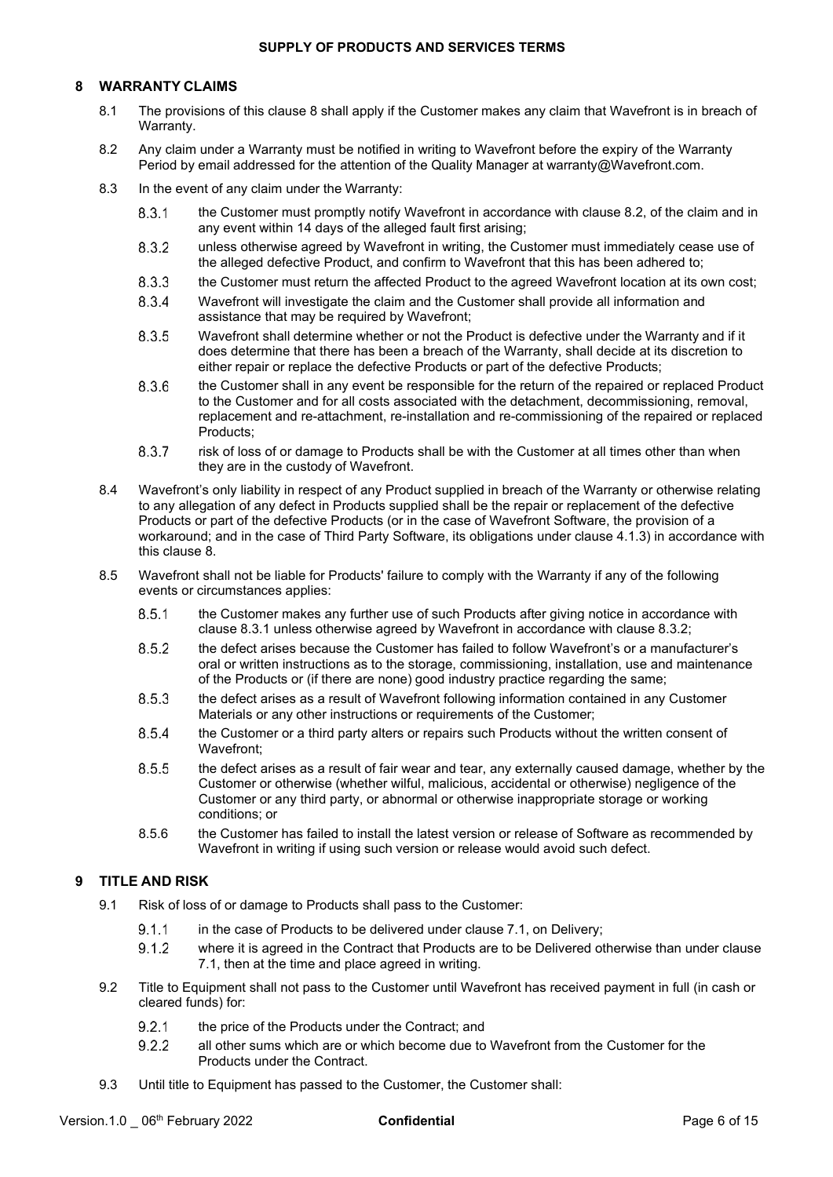## 8 WARRANTY CLAIMS

8.1 The provisions of this clause 8 shall apply if the Customer makes any claim that Wavefront is in breach of Warranty.

8.2 Any claim under a Warranty must be notified in writing to Wavefront before the expiry of the Warranty Period by email addressed for the attention of the Quality Manager at warranty@Wavefront.com.

8.3 In the event of any claim under the Warranty:

8.3.1 the Customer must promptly notify Wavefront in accordance with clause 8.2, of the claim and in any event within 14 days of the alleged fault first arising;

8.3.2 unless otherwise agreed by Wavefront in writing, the Customer must immediately cease use of the alleged defective Product, and confirm to Wavefront that this has been adhered to;

8.3.3 the Customer must return the affected Product to the agreed Wavefront location at its own cost;

8.3.4 Wavefront will investigate the claim and the Customer shall provide all information and assistance that may be required by Wavefront;

8.3.5 Wavefront shall determine whether or not the Product is defective under the Warranty and if it does determine that there has been a breach of the Warranty, shall decide at its discretion to either repair or replace the defective Products or part of the defective Products;

8.3.6 the Customer shall in any event be responsible for the return of the repaired or replaced Product to the Customer and for all costs associated with the detachment, decommissioning, removal, replacement and re-attachment, re-installation and re-commissioning of the repaired or replaced Products;

8.3.7 risk of loss of or damage to Products shall be with the Customer at all times other than when they are in the custody of Wavefront.

8.4 Wavefront's only liability in respect of any Product supplied in breach of the Warranty or otherwise relating to any allegation of any defect in Products supplied shall be the repair or replacement of the defective Products or part of the defective Products (or in the case of Wavefront Software, the provision of a workaround; and in the case of Third Party Software, its obligations under clause 4.1.3) in accordance with this clause 8.

8.5 Wavefront shall not be liable for Products' failure to comply with the Warranty if any of the following events or circumstances applies:

8.5.1 the Customer makes any further use of such Products after giving notice in accordance with clause 8.3.1 unless otherwise agreed by Wavefront in accordance with clause 8.3.2;

8.5.2 the defect arises because the Customer has failed to follow Wavefront's or a manufacturer's oral or written instructions as to the storage, commissioning, installation, use and maintenance of the Products or (if there are none) good industry practice regarding the same;

8.5.3 the defect arises as a result of Wavefront following information contained in any Customer Materials or any other instructions or requirements of the Customer;

8.5.4 the Customer or a third party alters or repairs such Products without the written consent of Wavefront;

8.5.5 the defect arises as a result of fair wear and tear, any externally caused damage, whether by the Customer or otherwise (whether wilful, malicious, accidental or otherwise) negligence of the Customer or any third party, or abnormal or otherwise inappropriate storage or working conditions; or

8.5.6 the Customer has failed to install the latest version or release of Software as recommended by Wavefront in writing if using such version or release would avoid such defect.

## 9 TITLE AND RISK

9.1 Risk of loss of or damage to Products shall pass to the Customer:

9.1.1 in the case of Products to be delivered under clause 7.1, on Delivery;

9.1.2 where it is agreed in the Contract that Products are to be Delivered otherwise than under clause 7.1, then at the time and place agreed in writing.

9.2 Title to Equipment shall not pass to the Customer until Wavefront has received payment in full (in cash or cleared funds) for:

9.2.1 the price of the Products under the Contract; and

9.2.2 all other sums which are or which become due to Wavefront from the Customer for the Products under the Contract.

9.3 Until title to Equipment has passed to the Customer, the Customer shall: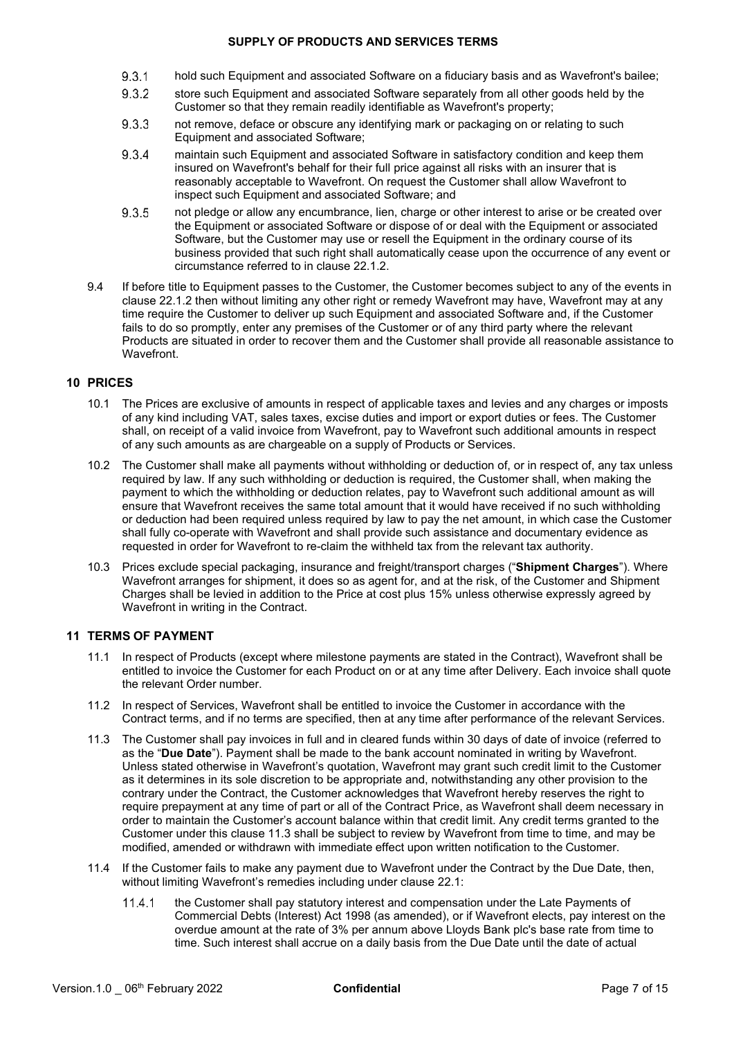9.3.1 hold such Equipment and associated Software on a fiduciary basis and as Wavefront's bailee;

9.3.2 store such Equipment and associated Software separately from all other goods held by the Customer so that they remain readily identifiable as Wavefront's property;

9.3.3 not remove, deface or obscure any identifying mark or packaging on or relating to such Equipment and associated Software;

9.3.4 maintain such Equipment and associated Software in satisfactory condition and keep them insured on Wavefront's behalf for their full price against all risks with an insurer that is reasonably acceptable to Wavefront. On request the Customer shall allow Wavefront to inspect such Equipment and associated Software; and

9.3.5 not pledge or allow any encumbrance, lien, charge or other interest to arise or be created over the Equipment or associated Software or dispose of or deal with the Equipment or associated Software, but the Customer may use or resell the Equipment in the ordinary course of its business provided that such right shall automatically cease upon the occurrence of any event or circumstance referred to in clause 22.1.2.

9.4 If before title to Equipment passes to the Customer, the Customer becomes subject to any of the events in clause 22.1.2 then without limiting any other right or remedy Wavefront may have, Wavefront may at any time require the Customer to deliver up such Equipment and associated Software and, if the Customer fails to do so promptly, enter any premises of the Customer or of any third party where the relevant Products are situated in order to recover them and the Customer shall provide all reasonable assistance to Wavefront.

## 10 PRICES

10.1 The Prices are exclusive of amounts in respect of applicable taxes and levies and any charges or imposts of any kind including VAT, sales taxes, excise duties and import or export duties or fees. The Customer shall, on receipt of a valid invoice from Wavefront, pay to Wavefront such additional amounts in respect of any such amounts as are chargeable on a supply of Products or Services.

10.2 The Customer shall make all payments without withholding or deduction of, or in respect of, any tax unless required by law. If any such withholding or deduction is required, the Customer shall, when making the payment to which the withholding or deduction relates, pay to Wavefront such additional amount as will ensure that Wavefront receives the same total amount that it would have received if no such withholding or deduction had been required unless required by law to pay the net amount, in which case the Customer shall fully co-operate with Wavefront and shall provide such assistance and documentary evidence as requested in order for Wavefront to re-claim the withheld tax from the relevant tax authority.

10.3 Prices exclude special packaging, insurance and freight/transport charges ("**Shipment Charges**"). Where Wavefront arranges for shipment, it does so as agent for, and at the risk, of the Customer and Shipment Charges shall be levied in addition to the Price at cost plus 15% unless otherwise expressly agreed by Wavefront in writing in the Contract.

## 11 TERMS OF PAYMENT

11.1 In respect of Products (except where milestone payments are stated in the Contract), Wavefront shall be entitled to invoice the Customer for each Product on or at any time after Delivery. Each invoice shall quote the relevant Order number.

11.2 In respect of Services, Wavefront shall be entitled to invoice the Customer in accordance with the Contract terms, and if no terms are specified, then at any time after performance of the relevant Services.

11.3 The Customer shall pay invoices in full and in cleared funds within 30 days of date of invoice (referred to as the "**Due Date**"). Payment shall be made to the bank account nominated in writing by Wavefront. Unless stated otherwise in Wavefront's quotation, Wavefront may grant such credit limit to the Customer as it determines in its sole discretion to be appropriate and, notwithstanding any other provision to the contrary under the Contract, the Customer acknowledges that Wavefront hereby reserves the right to require prepayment at any time of part or all of the Contract Price, as Wavefront shall deem necessary in order to maintain the Customer's account balance within that credit limit. Any credit terms granted to the Customer under this clause 11.3 shall be subject to review by Wavefront from time to time, and may be modified, amended or withdrawn with immediate effect upon written notification to the Customer.

11.4 If the Customer fails to make any payment due to Wavefront under the Contract by the Due Date, then, without limiting Wavefront's remedies including under clause 22.1:

11.4.1 the Customer shall pay statutory interest and compensation under the Late Payments of Commercial Debts (Interest) Act 1998 (as amended), or if Wavefront elects, pay interest on the overdue amount at the rate of 3% per annum above Lloyds Bank plc's base rate from time to time. Such interest shall accrue on a daily basis from the Due Date until the date of actual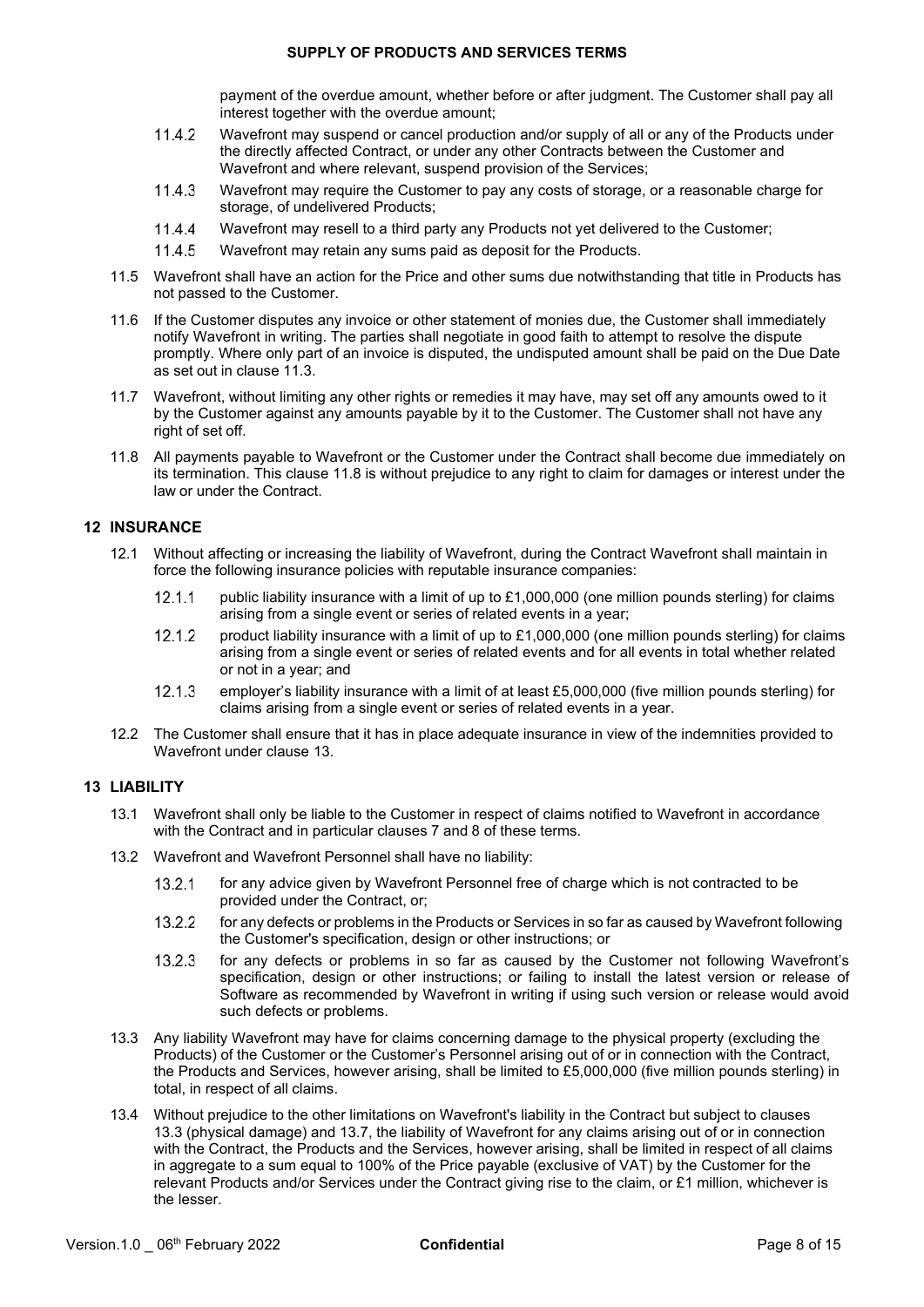payment of the overdue amount, whether before or after judgment. The Customer shall pay all interest together with the overdue amount;

11.4.2 Wavefront may suspend or cancel production and/or supply of all or any of the Products under the directly affected Contract, or under any other Contracts between the Customer and Wavefront and where relevant, suspend provision of the Services;

11.4.3 Wavefront may require the Customer to pay any costs of storage, or a reasonable charge for storage, of undelivered Products;

11.4.4 Wavefront may resell to a third party any Products not yet delivered to the Customer;

11.4.5 Wavefront may retain any sums paid as deposit for the Products.

11.5 Wavefront shall have an action for the Price and other sums due notwithstanding that title in Products has not passed to the Customer.

11.6 If the Customer disputes any invoice or other statement of monies due, the Customer shall immediately notify Wavefront in writing. The parties shall negotiate in good faith to attempt to resolve the dispute promptly. Where only part of an invoice is disputed, the undisputed amount shall be paid on the Due Date as set out in clause 11.3.

11.7 Wavefront, without limiting any other rights or remedies it may have, may set off any amounts owed to it by the Customer against any amounts payable by it to the Customer. The Customer shall not have any right of set off.

11.8 All payments payable to Wavefront or the Customer under the Contract shall become due immediately on its termination. This clause 11.8 is without prejudice to any right to claim for damages or interest under the law or under the Contract.

## 12 INSURANCE

12.1 Without affecting or increasing the liability of Wavefront, during the Contract Wavefront shall maintain in force the following insurance policies with reputable insurance companies:

12.1.1 public liability insurance with a limit of up to £1,000,000 (one million pounds sterling) for claims arising from a single event or series of related events in a year;

12.1.2 product liability insurance with a limit of up to £1,000,000 (one million pounds sterling) for claims arising from a single event or series of related events and for all events in total whether related or not in a year; and

12.1.3 employer's liability insurance with a limit of at least £5,000,000 (five million pounds sterling) for claims arising from a single event or series of related events in a year.

12.2 The Customer shall ensure that it has in place adequate insurance in view of the indemnities provided to Wavefront under clause 13.

## 13 LIABILITY

13.1 Wavefront shall only be liable to the Customer in respect of claims notified to Wavefront in accordance with the Contract and in particular clauses 7 and 8 of these terms.

13.2 Wavefront and Wavefront Personnel shall have no liability:

13.2.1 for any advice given by Wavefront Personnel free of charge which is not contracted to be provided under the Contract, or;

13.2.2 for any defects or problems in the Products or Services in so far as caused by Wavefront following the Customer's specification, design or other instructions; or

13.2.3 for any defects or problems in so far as caused by the Customer not following Wavefront's specification, design or other instructions; or failing to install the latest version or release of Software as recommended by Wavefront in writing if using such version or release would avoid such defects or problems.

13.3 Any liability Wavefront may have for claims concerning damage to the physical property (excluding the Products) of the Customer or the Customer's Personnel arising out of or in connection with the Contract, the Products and Services, however arising, shall be limited to £5,000,000 (five million pounds sterling) in total, in respect of all claims.

13.4 Without prejudice to the other limitations on Wavefront's liability in the Contract but subject to clauses 13.3 (physical damage) and 13.7, the liability of Wavefront for any claims arising out of or in connection with the Contract, the Products and the Services, however arising, shall be limited in respect of all claims in aggregate to a sum equal to 100% of the Price payable (exclusive of VAT) by the Customer for the relevant Products and/or Services under the Contract giving rise to the claim, or £1 million, whichever is the lesser.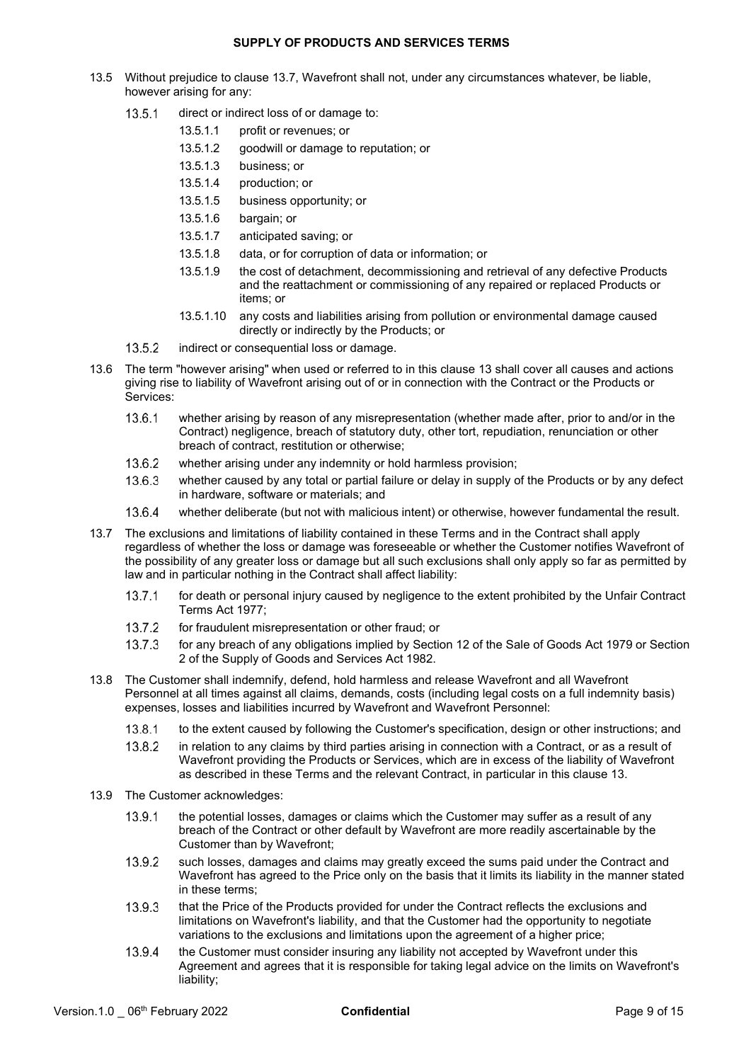13.5 Without prejudice to clause 13.7, Wavefront shall not, under any circumstances whatever, be liable, however arising for any:

- 13.5.1 direct or indirect loss of or damage to:
  - 13.5.1.1 profit or revenues; or
  - 13.5.1.2 goodwill or damage to reputation; or
  - 13.5.1.3 business; or
  - 13.5.1.4 production; or
  - 13.5.1.5 business opportunity; or
  - 13.5.1.6 bargain; or
  - 13.5.1.7 anticipated saving; or
  - 13.5.1.8 data, or for corruption of data or information; or
  - 13.5.1.9 the cost of detachment, decommissioning and retrieval of any defective Products and the reattachment or commissioning of any repaired or replaced Products or items; or
  - 13.5.1.10 any costs and liabilities arising from pollution or environmental damage caused directly or indirectly by the Products; or
- 13.5.2 indirect or consequential loss or damage.

13.6 The term "however arising" when used or referred to in this clause 13 shall cover all causes and actions giving rise to liability of Wavefront arising out of or in connection with the Contract or the Products or Services:

- 13.6.1 whether arising by reason of any misrepresentation (whether made after, prior to and/or in the Contract) negligence, breach of statutory duty, other tort, repudiation, renunciation or other breach of contract, restitution or otherwise;
- 13.6.2 whether arising under any indemnity or hold harmless provision;
- 13.6.3 whether caused by any total or partial failure or delay in supply of the Products or by any defect in hardware, software or materials; and
- 13.6.4 whether deliberate (but not with malicious intent) or otherwise, however fundamental the result.

13.7 The exclusions and limitations of liability contained in these Terms and in the Contract shall apply regardless of whether the loss or damage was foreseeable or whether the Customer notifies Wavefront of the possibility of any greater loss or damage but all such exclusions shall only apply so far as permitted by law and in particular nothing in the Contract shall affect liability:

- 13.7.1 for death or personal injury caused by negligence to the extent prohibited by the Unfair Contract Terms Act 1977;
- 13.7.2 for fraudulent misrepresentation or other fraud; or
- 13.7.3 for any breach of any obligations implied by Section 12 of the Sale of Goods Act 1979 or Section 2 of the Supply of Goods and Services Act 1982.

13.8 The Customer shall indemnify, defend, hold harmless and release Wavefront and all Wavefront Personnel at all times against all claims, demands, costs (including legal costs on a full indemnity basis) expenses, losses and liabilities incurred by Wavefront and Wavefront Personnel:

- 13.8.1 to the extent caused by following the Customer's specification, design or other instructions; and
- 13.8.2 in relation to any claims by third parties arising in connection with a Contract, or as a result of Wavefront providing the Products or Services, which are in excess of the liability of Wavefront as described in these Terms and the relevant Contract, in particular in this clause 13.

13.9 The Customer acknowledges:

- 13.9.1 the potential losses, damages or claims which the Customer may suffer as a result of any breach of the Contract or other default by Wavefront are more readily ascertainable by the Customer than by Wavefront;
- 13.9.2 such losses, damages and claims may greatly exceed the sums paid under the Contract and Wavefront has agreed to the Price only on the basis that it limits its liability in the manner stated in these terms;
- 13.9.3 that the Price of the Products provided for under the Contract reflects the exclusions and limitations on Wavefront's liability, and that the Customer had the opportunity to negotiate variations to the exclusions and limitations upon the agreement of a higher price;
- 13.9.4 the Customer must consider insuring any liability not accepted by Wavefront under this Agreement and agrees that it is responsible for taking legal advice on the limits on Wavefront's liability;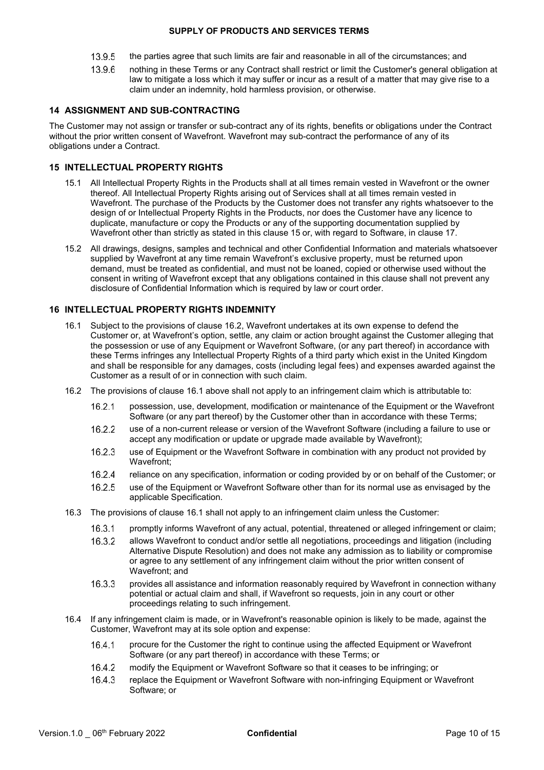13.9.5 the parties agree that such limits are fair and reasonable in all of the circumstances; and

13.9.6 nothing in these Terms or any Contract shall restrict or limit the Customer's general obligation at law to mitigate a loss which it may suffer or incur as a result of a matter that may give rise to a claim under an indemnity, hold harmless provision, or otherwise.

## 14 ASSIGNMENT AND SUB-CONTRACTING

The Customer may not assign or transfer or sub-contract any of its rights, benefits or obligations under the Contract without the prior written consent of Wavefront. Wavefront may sub-contract the performance of any of its obligations under a Contract.

## 15 INTELLECTUAL PROPERTY RIGHTS

15.1 All Intellectual Property Rights in the Products shall at all times remain vested in Wavefront or the owner thereof. All Intellectual Property Rights arising out of Services shall at all times remain vested in Wavefront. The purchase of the Products by the Customer does not transfer any rights whatsoever to the design of or Intellectual Property Rights in the Products, nor does the Customer have any licence to duplicate, manufacture or copy the Products or any of the supporting documentation supplied by Wavefront other than strictly as stated in this clause 15 or, with regard to Software, in clause 17.

15.2 All drawings, designs, samples and technical and other Confidential Information and materials whatsoever supplied by Wavefront at any time remain Wavefront's exclusive property, must be returned upon demand, must be treated as confidential, and must not be loaned, copied or otherwise used without the consent in writing of Wavefront except that any obligations contained in this clause shall not prevent any disclosure of Confidential Information which is required by law or court order.

## 16 INTELLECTUAL PROPERTY RIGHTS INDEMNITY

16.1 Subject to the provisions of clause 16.2, Wavefront undertakes at its own expense to defend the Customer or, at Wavefront's option, settle, any claim or action brought against the Customer alleging that the possession or use of any Equipment or Wavefront Software, (or any part thereof) in accordance with these Terms infringes any Intellectual Property Rights of a third party which exist in the United Kingdom and shall be responsible for any damages, costs (including legal fees) and expenses awarded against the Customer as a result of or in connection with such claim.

16.2 The provisions of clause 16.1 above shall not apply to an infringement claim which is attributable to:

16.2.1 possession, use, development, modification or maintenance of the Equipment or the Wavefront Software (or any part thereof) by the Customer other than in accordance with these Terms;

16.2.2 use of a non-current release or version of the Wavefront Software (including a failure to use or accept any modification or update or upgrade made available by Wavefront);

16.2.3 use of Equipment or the Wavefront Software in combination with any product not provided by Wavefront;

16.2.4 reliance on any specification, information or coding provided by or on behalf of the Customer; or

16.2.5 use of the Equipment or Wavefront Software other than for its normal use as envisaged by the applicable Specification.

16.3 The provisions of clause 16.1 shall not apply to an infringement claim unless the Customer:

16.3.1 promptly informs Wavefront of any actual, potential, threatened or alleged infringement or claim;

16.3.2 allows Wavefront to conduct and/or settle all negotiations, proceedings and litigation (including Alternative Dispute Resolution) and does not make any admission as to liability or compromise or agree to any settlement of any infringement claim without the prior written consent of Wavefront; and

16.3.3 provides all assistance and information reasonably required by Wavefront in connection withany potential or actual claim and shall, if Wavefront so requests, join in any court or other proceedings relating to such infringement.

16.4 If any infringement claim is made, or in Wavefront's reasonable opinion is likely to be made, against the Customer, Wavefront may at its sole option and expense:

16.4.1 procure for the Customer the right to continue using the affected Equipment or Wavefront Software (or any part thereof) in accordance with these Terms; or

16.4.2 modify the Equipment or Wavefront Software so that it ceases to be infringing; or

16.4.3 replace the Equipment or Wavefront Software with non-infringing Equipment or Wavefront Software; or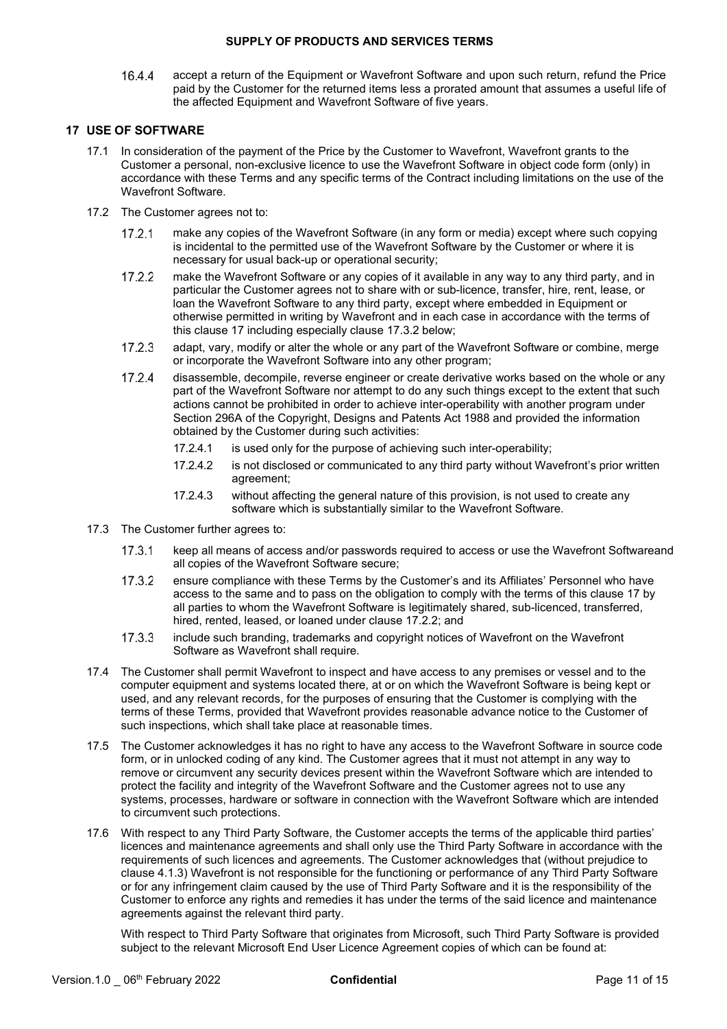16.4.4 accept a return of the Equipment or Wavefront Software and upon such return, refund the Price paid by the Customer for the returned items less a prorated amount that assumes a useful life of the affected Equipment and Wavefront Software of five years.

## 17 USE OF SOFTWARE

17.1 In consideration of the payment of the Price by the Customer to Wavefront, Wavefront grants to the Customer a personal, non-exclusive licence to use the Wavefront Software in object code form (only) in accordance with these Terms and any specific terms of the Contract including limitations on the use of the Wavefront Software.

17.2 The Customer agrees not to:

17.2.1 make any copies of the Wavefront Software (in any form or media) except where such copying is incidental to the permitted use of the Wavefront Software by the Customer or where it is necessary for usual back-up or operational security;

17.2.2 make the Wavefront Software or any copies of it available in any way to any third party, and in particular the Customer agrees not to share with or sub-licence, transfer, hire, rent, lease, or loan the Wavefront Software to any third party, except where embedded in Equipment or otherwise permitted in writing by Wavefront and in each case in accordance with the terms of this clause 17 including especially clause 17.3.2 below;

17.2.3 adapt, vary, modify or alter the whole or any part of the Wavefront Software or combine, merge or incorporate the Wavefront Software into any other program;

17.2.4 disassemble, decompile, reverse engineer or create derivative works based on the whole or any part of the Wavefront Software nor attempt to do any such things except to the extent that such actions cannot be prohibited in order to achieve inter-operability with another program under Section 296A of the Copyright, Designs and Patents Act 1988 and provided the information obtained by the Customer during such activities:

17.2.4.1 is used only for the purpose of achieving such inter-operability;

17.2.4.2 is not disclosed or communicated to any third party without Wavefront's prior written agreement;

17.2.4.3 without affecting the general nature of this provision, is not used to create any software which is substantially similar to the Wavefront Software.

17.3 The Customer further agrees to:

17.3.1 keep all means of access and/or passwords required to access or use the Wavefront Softwareand all copies of the Wavefront Software secure;

17.3.2 ensure compliance with these Terms by the Customer's and its Affiliates' Personnel who have access to the same and to pass on the obligation to comply with the terms of this clause 17 by all parties to whom the Wavefront Software is legitimately shared, sub-licenced, transferred, hired, rented, leased, or loaned under clause 17.2.2; and

17.3.3 include such branding, trademarks and copyright notices of Wavefront on the Wavefront Software as Wavefront shall require.

17.4 The Customer shall permit Wavefront to inspect and have access to any premises or vessel and to the computer equipment and systems located there, at or on which the Wavefront Software is being kept or used, and any relevant records, for the purposes of ensuring that the Customer is complying with the terms of these Terms, provided that Wavefront provides reasonable advance notice to the Customer of such inspections, which shall take place at reasonable times.

17.5 The Customer acknowledges it has no right to have any access to the Wavefront Software in source code form, or in unlocked coding of any kind. The Customer agrees that it must not attempt in any way to remove or circumvent any security devices present within the Wavefront Software which are intended to protect the facility and integrity of the Wavefront Software and the Customer agrees not to use any systems, processes, hardware or software in connection with the Wavefront Software which are intended to circumvent such protections.

17.6 With respect to any Third Party Software, the Customer accepts the terms of the applicable third parties' licences and maintenance agreements and shall only use the Third Party Software in accordance with the requirements of such licences and agreements. The Customer acknowledges that (without prejudice to clause 4.1.3) Wavefront is not responsible for the functioning or performance of any Third Party Software or for any infringement claim caused by the use of Third Party Software and it is the responsibility of the Customer to enforce any rights and remedies it has under the terms of the said licence and maintenance agreements against the relevant third party.

With respect to Third Party Software that originates from Microsoft, such Third Party Software is provided subject to the relevant Microsoft End User Licence Agreement copies of which can be found at: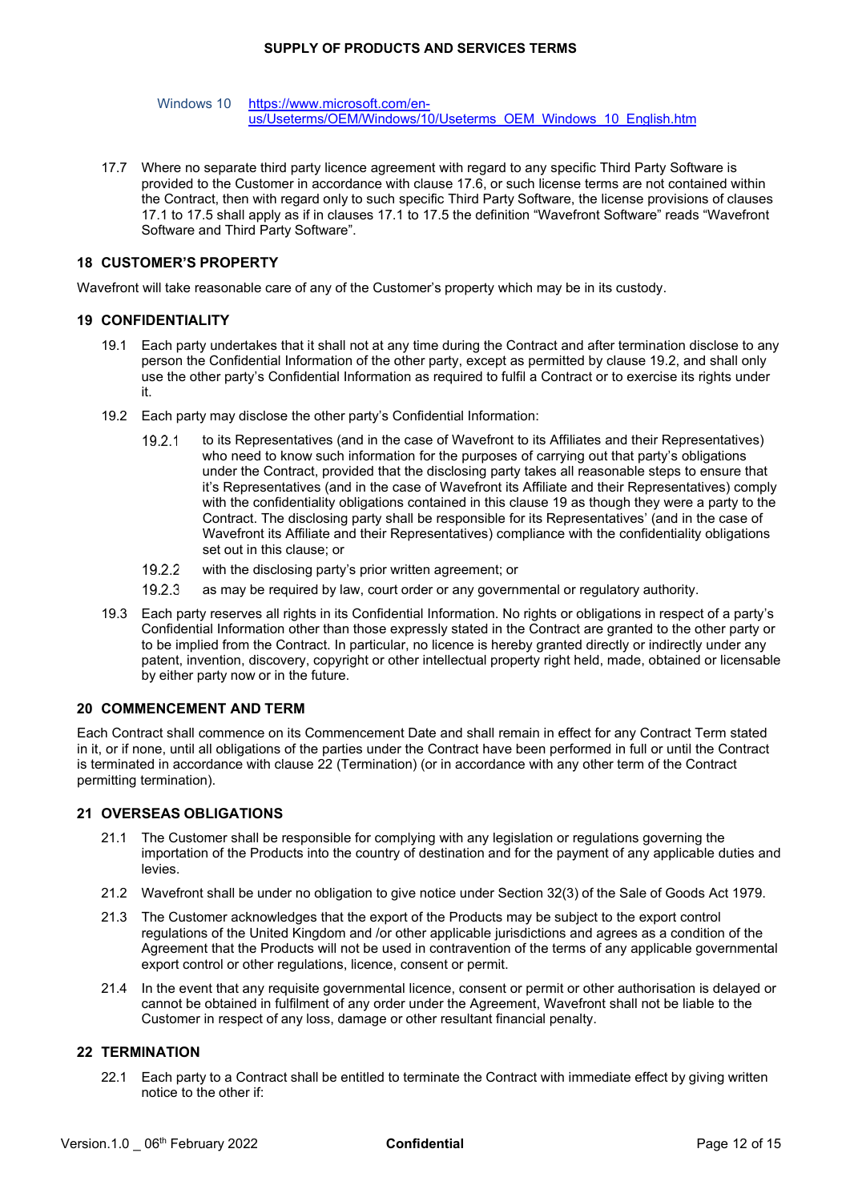Windows 10 [https://www.microsoft.com/en-us/Useterms/OEM/Windows/10/Useterms_OEM_Windows_10_English.htm](https://www.microsoft.com/en-us/Useterms/OEM/Windows/10/Useterms_OEM_Windows_10_English.htm)

17.7 Where no separate third party licence agreement with regard to any specific Third Party Software is provided to the Customer in accordance with clause 17.6, or such license terms are not contained within the Contract, then with regard only to such specific Third Party Software, the license provisions of clauses 17.1 to 17.5 shall apply as if in clauses 17.1 to 17.5 the definition "Wavefront Software" reads "Wavefront Software and Third Party Software".

## 18 CUSTOMER'S PROPERTY

Wavefront will take reasonable care of any of the Customer's property which may be in its custody.

## 19 CONFIDENTIALITY

19.1 Each party undertakes that it shall not at any time during the Contract and after termination disclose to any person the Confidential Information of the other party, except as permitted by clause 19.2, and shall only use the other party's Confidential Information as required to fulfil a Contract or to exercise its rights under it.

19.2 Each party may disclose the other party's Confidential Information:

19.2.1 to its Representatives (and in the case of Wavefront to its Affiliates and their Representatives) who need to know such information for the purposes of carrying out that party's obligations under the Contract, provided that the disclosing party takes all reasonable steps to ensure that it's Representatives (and in the case of Wavefront its Affiliate and their Representatives) comply with the confidentiality obligations contained in this clause 19 as though they were a party to the Contract. The disclosing party shall be responsible for its Representatives' (and in the case of Wavefront its Affiliate and their Representatives) compliance with the confidentiality obligations set out in this clause; or

19.2.2 with the disclosing party's prior written agreement; or

19.2.3 as may be required by law, court order or any governmental or regulatory authority.

19.3 Each party reserves all rights in its Confidential Information. No rights or obligations in respect of a party's Confidential Information other than those expressly stated in the Contract are granted to the other party or to be implied from the Contract. In particular, no licence is hereby granted directly or indirectly under any patent, invention, discovery, copyright or other intellectual property right held, made, obtained or licensable by either party now or in the future.

## 20 COMMENCEMENT AND TERM

Each Contract shall commence on its Commencement Date and shall remain in effect for any Contract Term stated in it, or if none, until all obligations of the parties under the Contract have been performed in full or until the Contract is terminated in accordance with clause 22 (Termination) (or in accordance with any other term of the Contract permitting termination).

## 21 OVERSEAS OBLIGATIONS

21.1 The Customer shall be responsible for complying with any legislation or regulations governing the importation of the Products into the country of destination and for the payment of any applicable duties and levies.

21.2 Wavefront shall be under no obligation to give notice under Section 32(3) of the Sale of Goods Act 1979.

21.3 The Customer acknowledges that the export of the Products may be subject to the export control regulations of the United Kingdom and /or other applicable jurisdictions and agrees as a condition of the Agreement that the Products will not be used in contravention of the terms of any applicable governmental export control or other regulations, licence, consent or permit.

21.4 In the event that any requisite governmental licence, consent or permit or other authorisation is delayed or cannot be obtained in fulfilment of any order under the Agreement, Wavefront shall not be liable to the Customer in respect of any loss, damage or other resultant financial penalty.

## 22 TERMINATION

22.1 Each party to a Contract shall be entitled to terminate the Contract with immediate effect by giving written notice to the other if: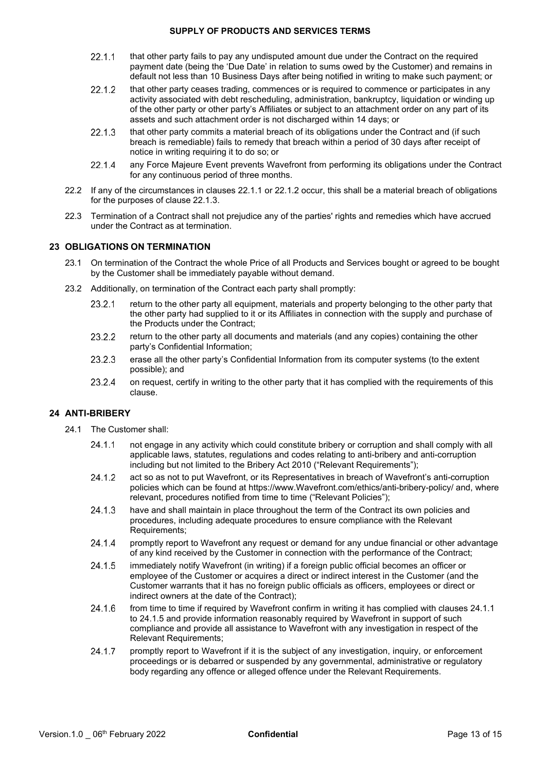22.1.1 that other party fails to pay any undisputed amount due under the Contract on the required payment date (being the 'Due Date' in relation to sums owed by the Customer) and remains in default not less than 10 Business Days after being notified in writing to make such payment; or

22.1.2 that other party ceases trading, commences or is required to commence or participates in any activity associated with debt rescheduling, administration, bankruptcy, liquidation or winding up of the other party or other party's Affiliates or subject to an attachment order on any part of its assets and such attachment order is not discharged within 14 days; or

22.1.3 that other party commits a material breach of its obligations under the Contract and (if such breach is remediable) fails to remedy that breach within a period of 30 days after receipt of notice in writing requiring it to do so; or

22.1.4 any Force Majeure Event prevents Wavefront from performing its obligations under the Contract for any continuous period of three months.

22.2 If any of the circumstances in clauses 22.1.1 or 22.1.2 occur, this shall be a material breach of obligations for the purposes of clause 22.1.3.

22.3 Termination of a Contract shall not prejudice any of the parties' rights and remedies which have accrued under the Contract as at termination.

## 23 OBLIGATIONS ON TERMINATION

23.1 On termination of the Contract the whole Price of all Products and Services bought or agreed to be bought by the Customer shall be immediately payable without demand.

23.2 Additionally, on termination of the Contract each party shall promptly:

23.2.1 return to the other party all equipment, materials and property belonging to the other party that the other party had supplied to it or its Affiliates in connection with the supply and purchase of the Products under the Contract;

23.2.2 return to the other party all documents and materials (and any copies) containing the other party's Confidential Information;

23.2.3 erase all the other party's Confidential Information from its computer systems (to the extent possible); and

23.2.4 on request, certify in writing to the other party that it has complied with the requirements of this clause.

## 24 ANTI-BRIBERY

24.1 The Customer shall:

24.1.1 not engage in any activity which could constitute bribery or corruption and shall comply with all applicable laws, statutes, regulations and codes relating to anti-bribery and anti-corruption including but not limited to the Bribery Act 2010 ("Relevant Requirements");

24.1.2 act so as not to put Wavefront, or its Representatives in breach of Wavefront's anti-corruption policies which can be found at https://www.Wavefront.com/ethics/anti-bribery-policy/ and, where relevant, procedures notified from time to time ("Relevant Policies");

24.1.3 have and shall maintain in place throughout the term of the Contract its own policies and procedures, including adequate procedures to ensure compliance with the Relevant Requirements;

24.1.4 promptly report to Wavefront any request or demand for any undue financial or other advantage of any kind received by the Customer in connection with the performance of the Contract;

24.1.5 immediately notify Wavefront (in writing) if a foreign public official becomes an officer or employee of the Customer or acquires a direct or indirect interest in the Customer (and the Customer warrants that it has no foreign public officials as officers, employees or direct or indirect owners at the date of the Contract);

24.1.6 from time to time if required by Wavefront confirm in writing it has complied with clauses 24.1.1 to 24.1.5 and provide information reasonably required by Wavefront in support of such compliance and provide all assistance to Wavefront with any investigation in respect of the Relevant Requirements;

24.1.7 promptly report to Wavefront if it is the subject of any investigation, inquiry, or enforcement proceedings or is debarred or suspended by any governmental, administrative or regulatory body regarding any offence or alleged offence under the Relevant Requirements.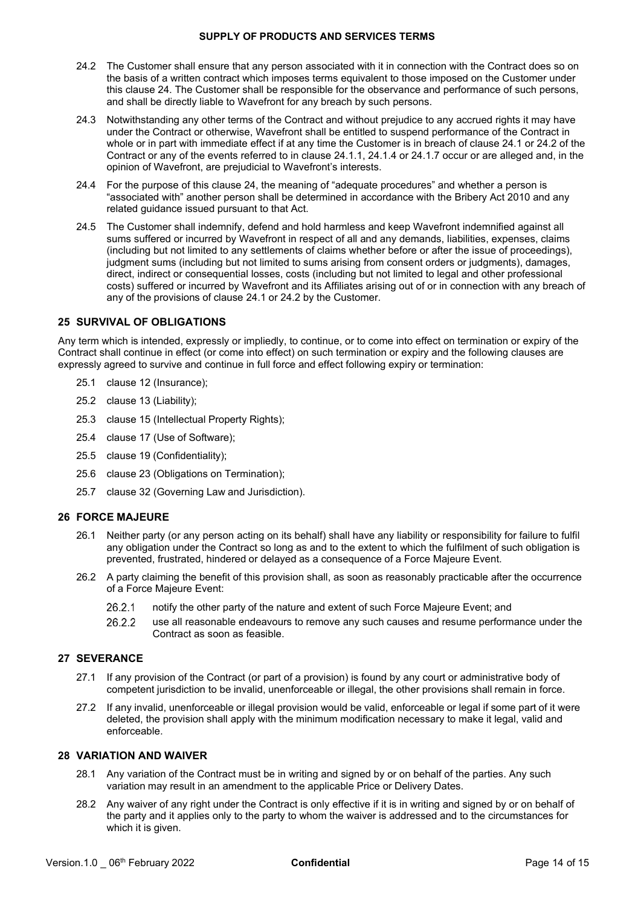24.2 The Customer shall ensure that any person associated with it in connection with the Contract does so on the basis of a written contract which imposes terms equivalent to those imposed on the Customer under this clause 24. The Customer shall be responsible for the observance and performance of such persons, and shall be directly liable to Wavefront for any breach by such persons.

24.3 Notwithstanding any other terms of the Contract and without prejudice to any accrued rights it may have under the Contract or otherwise, Wavefront shall be entitled to suspend performance of the Contract in whole or in part with immediate effect if at any time the Customer is in breach of clause 24.1 or 24.2 of the Contract or any of the events referred to in clause 24.1.1, 24.1.4 or 24.1.7 occur or are alleged and, in the opinion of Wavefront, are prejudicial to Wavefront's interests.

24.4 For the purpose of this clause 24, the meaning of "adequate procedures" and whether a person is "associated with" another person shall be determined in accordance with the Bribery Act 2010 and any related guidance issued pursuant to that Act.

24.5 The Customer shall indemnify, defend and hold harmless and keep Wavefront indemnified against all sums suffered or incurred by Wavefront in respect of all and any demands, liabilities, expenses, claims (including but not limited to any settlements of claims whether before or after the issue of proceedings), judgment sums (including but not limited to sums arising from consent orders or judgments), damages, direct, indirect or consequential losses, costs (including but not limited to legal and other professional costs) suffered or incurred by Wavefront and its Affiliates arising out of or in connection with any breach of any of the provisions of clause 24.1 or 24.2 by the Customer.

## 25 SURVIVAL OF OBLIGATIONS

Any term which is intended, expressly or impliedly, to continue, or to come into effect on termination or expiry of the Contract shall continue in effect (or come into effect) on such termination or expiry and the following clauses are expressly agreed to survive and continue in full force and effect following expiry or termination:

25.1 clause 12 (Insurance);

25.2 clause 13 (Liability);

25.3 clause 15 (Intellectual Property Rights);

25.4 clause 17 (Use of Software);

25.5 clause 19 (Confidentiality);

25.6 clause 23 (Obligations on Termination);

25.7 clause 32 (Governing Law and Jurisdiction).

## 26 FORCE MAJEURE

26.1 Neither party (or any person acting on its behalf) shall have any liability or responsibility for failure to fulfil any obligation under the Contract so long as and to the extent to which the fulfilment of such obligation is prevented, frustrated, hindered or delayed as a consequence of a Force Majeure Event.

26.2 A party claiming the benefit of this provision shall, as soon as reasonably practicable after the occurrence of a Force Majeure Event:

26.2.1 notify the other party of the nature and extent of such Force Majeure Event; and

26.2.2 use all reasonable endeavours to remove any such causes and resume performance under the Contract as soon as feasible.

## 27 SEVERANCE

27.1 If any provision of the Contract (or part of a provision) is found by any court or administrative body of competent jurisdiction to be invalid, unenforceable or illegal, the other provisions shall remain in force.

27.2 If any invalid, unenforceable or illegal provision would be valid, enforceable or legal if some part of it were deleted, the provision shall apply with the minimum modification necessary to make it legal, valid and enforceable.

## 28 VARIATION AND WAIVER

28.1 Any variation of the Contract must be in writing and signed by or on behalf of the parties. Any such variation may result in an amendment to the applicable Price or Delivery Dates.

28.2 Any waiver of any right under the Contract is only effective if it is in writing and signed by or on behalf of the party and it applies only to the party to whom the waiver is addressed and to the circumstances for which it is given.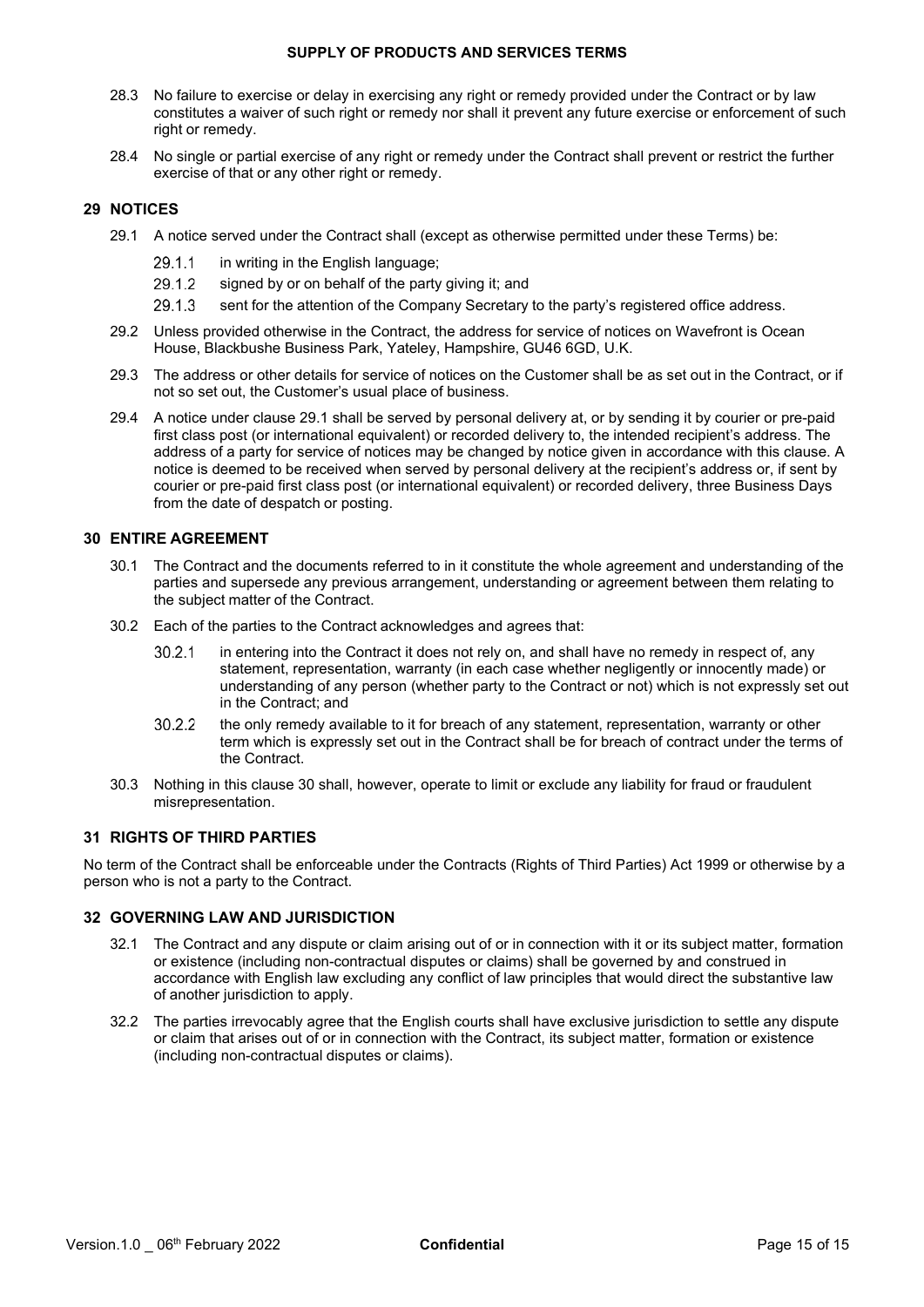28.3 No failure to exercise or delay in exercising any right or remedy provided under the Contract or by law constitutes a waiver of such right or remedy nor shall it prevent any future exercise or enforcement of such right or remedy.

28.4 No single or partial exercise of any right or remedy under the Contract shall prevent or restrict the further exercise of that or any other right or remedy.

## 29 NOTICES

29.1 A notice served under the Contract shall (except as otherwise permitted under these Terms) be:

29.1.1 in writing in the English language;

29.1.2 signed by or on behalf of the party giving it; and

29.1.3 sent for the attention of the Company Secretary to the party's registered office address.

29.2 Unless provided otherwise in the Contract, the address for service of notices on Wavefront is Ocean House, Blackbushe Business Park, Yateley, Hampshire, GU46 6GD, U.K.

29.3 The address or other details for service of notices on the Customer shall be as set out in the Contract, or if not so set out, the Customer's usual place of business.

29.4 A notice under clause 29.1 shall be served by personal delivery at, or by sending it by courier or pre-paid first class post (or international equivalent) or recorded delivery to, the intended recipient's address. The address of a party for service of notices may be changed by notice given in accordance with this clause. A notice is deemed to be received when served by personal delivery at the recipient's address or, if sent by courier or pre-paid first class post (or international equivalent) or recorded delivery, three Business Days from the date of despatch or posting.

## 30 ENTIRE AGREEMENT

30.1 The Contract and the documents referred to in it constitute the whole agreement and understanding of the parties and supersede any previous arrangement, understanding or agreement between them relating to the subject matter of the Contract.

30.2 Each of the parties to the Contract acknowledges and agrees that:

30.2.1 in entering into the Contract it does not rely on, and shall have no remedy in respect of, any statement, representation, warranty (in each case whether negligently or innocently made) or understanding of any person (whether party to the Contract or not) which is not expressly set out in the Contract; and

30.2.2 the only remedy available to it for breach of any statement, representation, warranty or other term which is expressly set out in the Contract shall be for breach of contract under the terms of the Contract.

30.3 Nothing in this clause 30 shall, however, operate to limit or exclude any liability for fraud or fraudulent misrepresentation.

## 31 RIGHTS OF THIRD PARTIES

No term of the Contract shall be enforceable under the Contracts (Rights of Third Parties) Act 1999 or otherwise by a person who is not a party to the Contract.

## 32 GOVERNING LAW AND JURISDICTION

32.1 The Contract and any dispute or claim arising out of or in connection with it or its subject matter, formation or existence (including non-contractual disputes or claims) shall be governed by and construed in accordance with English law excluding any conflict of law principles that would direct the substantive law of another jurisdiction to apply.

32.2 The parties irrevocably agree that the English courts shall have exclusive jurisdiction to settle any dispute or claim that arises out of or in connection with the Contract, its subject matter, formation or existence (including non-contractual disputes or claims).